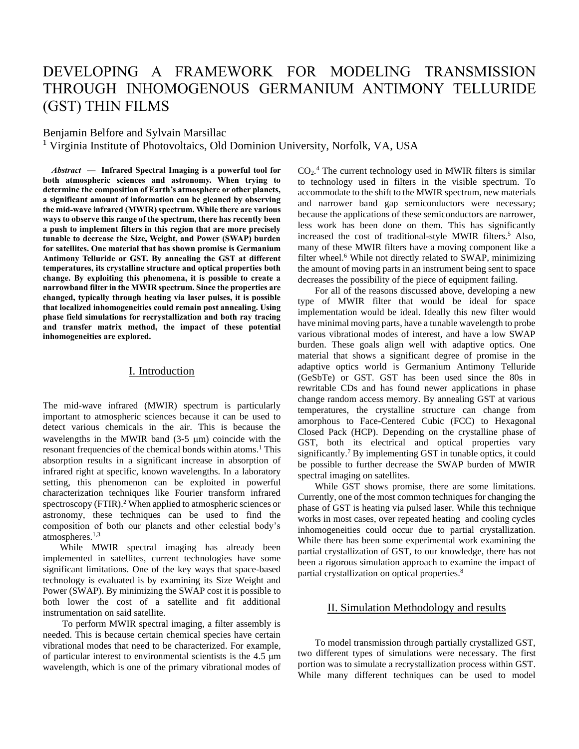# DEVELOPING A FRAMEWORK FOR MODELING TRANSMISSION THROUGH INHOMOGENOUS GERMANIUM ANTIMONY TELLURIDE (GST) THIN FILMS

Benjamin Belfore and Sylvain Marsillac

[1] Virginia Institute of Photovoltaics, Old Dominion University, Norfolk, VA, USA

***Abstract* — Infrared Spectral Imaging is a powerful tool for both atmospheric sciences and astronomy. When trying to determine the composition of Earth's atmosphere or other planets, a significant amount of information can be gleaned by observing the mid-wave infrared (MWIR) spectrum. While there are various ways to observe this range of the spectrum, there has recently been a push to implement filters in this region that are more precisely tunable to decrease the Size, Weight, and Power (SWAP) burden for satellites. One material that has shown promise is Germanium Antimony Telluride or GST. By annealing the GST at different temperatures, its crystalline structure and optical properties both change. By exploiting this phenomena, it is possible to create a narrowband filter in the MWIR spectrum. Since the properties are changed, typically through heating via laser pulses, it is possible that localized inhomogeneities could remain post annealing. Using phase field simulations for recrystallization and both ray tracing and transfer matrix method, the impact of these potential inhomogeneities are explored.**

## I. Introduction

The mid-wave infrared (MWIR) spectrum is particularly important to atmospheric sciences because it can be used to detect various chemicals in the air. This is because the wavelengths in the MWIR band (3-5 μm) coincide with the resonant frequencies of the chemical bonds within atoms.[1] This absorption results in a significant increase in absorption of infrared right at specific, known wavelengths. In a laboratory setting, this phenomenon can be exploited in powerful characterization techniques like Fourier transform infrared spectroscopy (FTIR).[2] When applied to atmospheric sciences or astronomy, these techniques can be used to find the composition of both our planets and other celestial body's atmospheres.[1,3]

While MWIR spectral imaging has already been implemented in satellites, current technologies have some significant limitations. One of the key ways that space-based technology is evaluated is by examining its Size Weight and Power (SWAP). By minimizing the SWAP cost it is possible to both lower the cost of a satellite and fit additional instrumentation on said satellite.

To perform MWIR spectral imaging, a filter assembly is needed. This is because certain chemical species have certain vibrational modes that need to be characterized. For example, of particular interest to environmental scientists is the 4.5 μm wavelength, which is one of the primary vibrational modes of $CO_2$.[4] The current technology used in MWIR filters is similar to technology used in filters in the visible spectrum. To accommodate to the shift to the MWIR spectrum, new materials and narrower band gap semiconductors were necessary; because the applications of these semiconductors are narrower, less work has been done on them. This has significantly increased the cost of traditional-style MWIR filters.[5] Also, many of these MWIR filters have a moving component like a filter wheel.[6] While not directly related to SWAP, minimizing the amount of moving parts in an instrument being sent to space decreases the possibility of the piece of equipment failing.

For all of the reasons discussed above, developing a new type of MWIR filter that would be ideal for space implementation would be ideal. Ideally this new filter would have minimal moving parts, have a tunable wavelength to probe various vibrational modes of interest, and have a low SWAP burden. These goals align well with adaptive optics. One material that shows a significant degree of promise in the adaptive optics world is Germanium Antimony Telluride (GeSbTe) or GST. GST has been used since the 80s in rewritable CDs and has found newer applications in phase change random access memory. By annealing GST at various temperatures, the crystalline structure can change from amorphous to Face-Centered Cubic (FCC) to Hexagonal Closed Pack (HCP). Depending on the crystalline phase of GST, both its electrical and optical properties vary significantly.[7] By implementing GST in tunable optics, it could be possible to further decrease the SWAP burden of MWIR spectral imaging on satellites.

While GST shows promise, there are some limitations. Currently, one of the most common techniques for changing the phase of GST is heating via pulsed laser. While this technique works in most cases, over repeated heating and cooling cycles inhomogeneities could occur due to partial crystallization. While there has been some experimental work examining the partial crystallization of GST, to our knowledge, there has not been a rigorous simulation approach to examine the impact of partial crystallization on optical properties.[8]

## II. Simulation Methodology and results

To model transmission through partially crystallized GST, two different types of simulations were necessary. The first portion was to simulate a recrystallization process within GST. While many different techniques can be used to model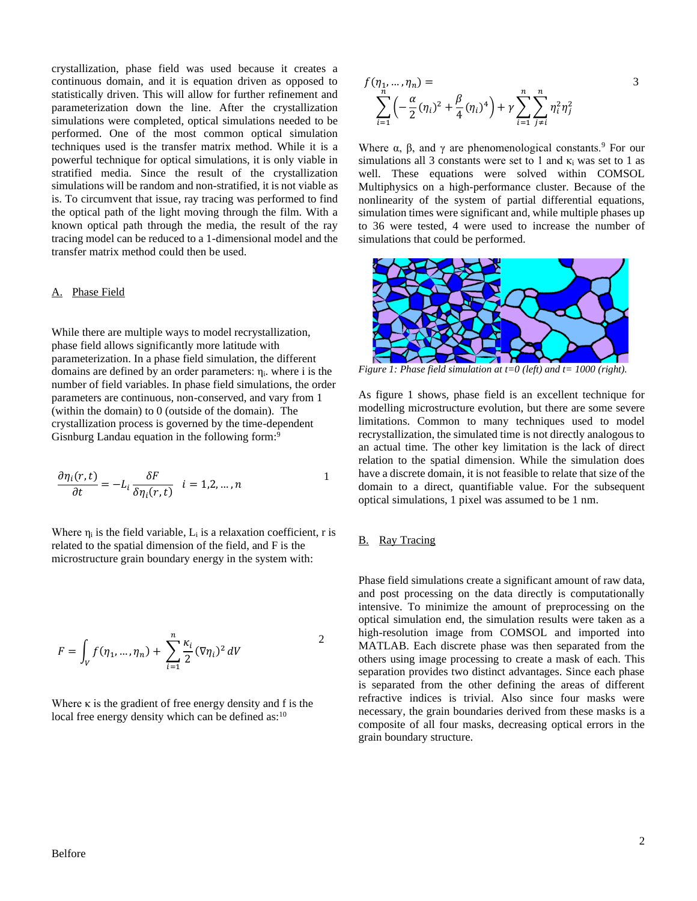crystallization, phase field was used because it creates a continuous domain, and it is equation driven as opposed to statistically driven. This will allow for further refinement and parameterization down the line. After the crystallization simulations were completed, optical simulations needed to be performed. One of the most common optical simulation techniques used is the transfer matrix method. While it is a powerful technique for optical simulations, it is only viable in stratified media. Since the result of the crystallization simulations will be random and non-stratified, it is not viable as is. To circumvent that issue, ray tracing was performed to find the optical path of the light moving through the film. With a known optical path through the media, the result of the ray tracing model can be reduced to a 1-dimensional model and the transfer matrix method could then be used.

## A. Phase Field

While there are multiple ways to model recrystallization, phase field allows significantly more latitude with parameterization. In a phase field simulation, the different domains are defined by an order parameters: $\eta_i$. where i is the number of field variables. In phase field simulations, the order parameters are continuous, non-conserved, and vary from 1 (within the domain) to 0 (outside of the domain). The crystallization process is governed by the time-dependent Gisnburg Landau equation in the following form:[9]

$$\frac{\partial \eta_i(r,t)}{\partial t} = -L_i \frac{\delta F}{\delta \eta_i(r,t)} \quad i = 1,2,\dots,n \tag{1}$$

Where $\eta_i$ is the field variable, $L_i$ is a relaxation coefficient, r is related to the spatial dimension of the field, and F is the microstructure grain boundary energy in the system with:

$$F = \int_V f(\eta_1, \dots, \eta_n) + \sum_{i=1}^{n} \frac{\kappa_i}{2} (\nabla \eta_i)^2 \, dV \tag{2}$$

Where $\kappa$ is the gradient of free energy density and f is the local free energy density which can be defined as:[10]

$$f(\eta_1, \dots, \eta_n) = \sum_{i=1}^{n} \left( -\frac{\alpha}{2} (\eta_i)^2 + \frac{\beta}{4} (\eta_i)^4 \right) + \gamma \sum_{i=1}^{n} \sum_{j \neq i}^{n} \eta_i^2 \eta_j^2 \tag{3}$$

Where $\alpha$, $\beta$, and $\gamma$ are phenomenological constants.[9] For our simulations all 3 constants were set to 1 and $\kappa_i$ was set to 1 as well. These equations were solved within COMSOL Multiphysics on a high-performance cluster. Because of the nonlinearity of the system of partial differential equations, simulation times were significant and, while multiple phases up to 36 were tested, 4 were used to increase the number of simulations that could be performed.

*Figure 1: Phase field simulation at t=0 (left) and t= 1000 (right).*

As figure 1 shows, phase field is an excellent technique for modelling microstructure evolution, but there are some severe limitations. Common to many techniques used to model recrystallization, the simulated time is not directly analogous to an actual time. The other key limitation is the lack of direct relation to the spatial dimension. While the simulation does have a discrete domain, it is not feasible to relate that size of the domain to a direct, quantifiable value. For the subsequent optical simulations, 1 pixel was assumed to be 1 nm.

## B. Ray Tracing

Phase field simulations create a significant amount of raw data, and post processing on the data directly is computationally intensive. To minimize the amount of preprocessing on the optical simulation end, the simulation results were taken as a high-resolution image from COMSOL and imported into MATLAB. Each discrete phase was then separated from the others using image processing to create a mask of each. This separation provides two distinct advantages. Since each phase is separated from the other defining the areas of different refractive indices is trivial. Also since four masks were necessary, the grain boundaries derived from these masks is a composite of all four masks, decreasing optical errors in the grain boundary structure.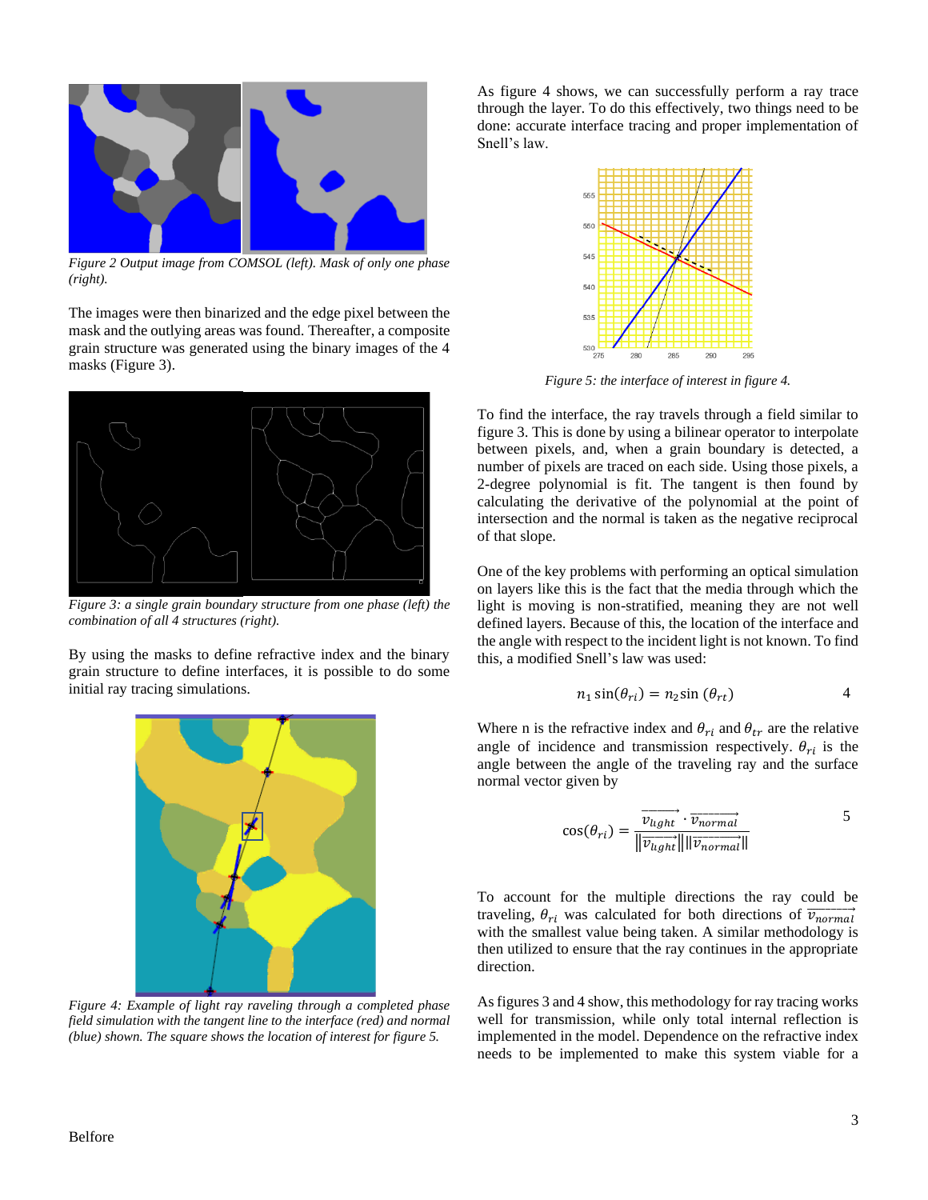Figure 2 Output image from COMSOL (left). Mask of only one phase (right).

The images were then binarized and the edge pixel between the mask and the outlying areas was found. Thereafter, a composite grain structure was generated using the binary images of the 4 masks (Figure 3).

*Figure 3: a single grain boundary structure from one phase (left) the combination of all 4 structures (right).*

By using the masks to define refractive index and the binary grain structure to define interfaces, it is possible to do some initial ray tracing simulations.

*Figure 4: Example of light ray raveling through a completed phase field simulation with the tangent line to the interface (red) and normal (blue) shown. The square shows the location of interest for figure 5.*

As figure 4 shows, we can successfully perform a ray trace through the layer. To do this effectively, two things need to be done: accurate interface tracing and proper implementation of Snell's law.

*Figure 5: the interface of interest in figure 4.*

To find the interface, the ray travels through a field similar to figure 3. This is done by using a bilinear operator to interpolate between pixels, and, when a grain boundary is detected, a number of pixels are traced on each side. Using those pixels, a 2-degree polynomial is fit. The tangent is then found by calculating the derivative of the polynomial at the point of intersection and the normal is taken as the negative reciprocal of that slope.

One of the key problems with performing an optical simulation on layers like this is the fact that the media through which the light is moving is non-stratified, meaning they are not well defined layers. Because of this, the location of the interface and the angle with respect to the incident light is not known. To find this, a modified Snell's law was used:

$$n_1 \sin(\theta_{ri}) = n_2 \sin(\theta_{rt}) \qquad 4$$

Where n is the refractive index and $\theta_{ri}$ and $\theta_{tr}$ are the relative angle of incidence and transmission respectively. $\theta_{ri}$ is the angle between the traveling ray and the surface normal vector given by

$$\cos(\theta_{ri}) = \frac{\overrightarrow{v_{light}} \cdot \overrightarrow{v_{normal}}}{\left\|\overrightarrow{v_{light}}\right\| \left\|\overrightarrow{v_{normal}}\right\|} \qquad 5$$

To account for the multiple directions the ray could be traveling, $\theta_{ri}$ was calculated for both directions of $\overrightarrow{v_{normal}}$ with the smallest value being taken. A similar methodology is then utilized to ensure that the ray continues in the appropriate direction.

As figures 3 and 4 show, this methodology for ray tracing works well for transmission, while only total internal reflection is implemented in the model. Dependence on the refractive index needs to be implemented to make this system viable for a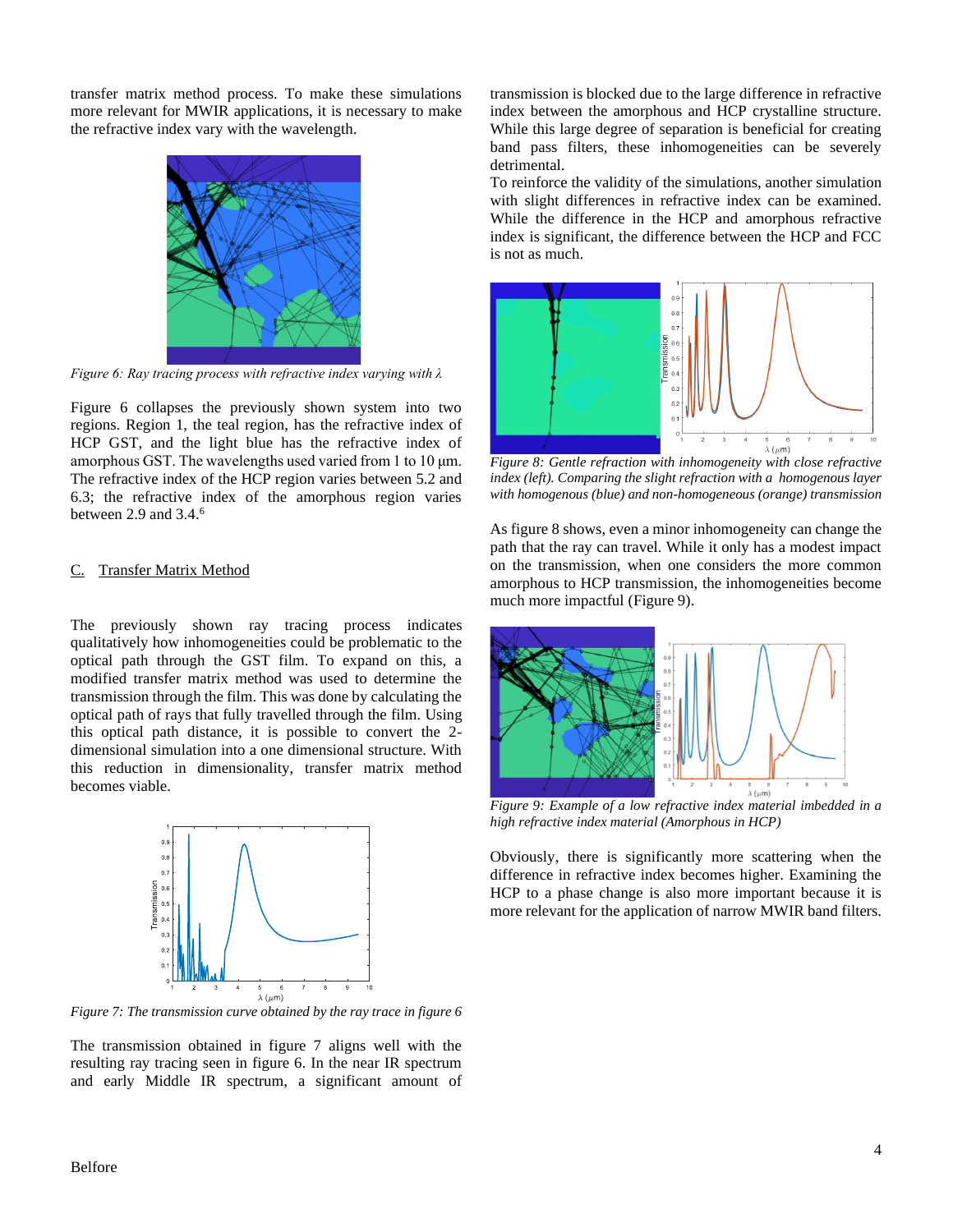transfer matrix method process. To make these simulations more relevant for MWIR applications, it is necessary to make the refractive index vary with the wavelength.

*Figure 6: Ray tracing process with refractive index varying with λ*

Figure 6 collapses the previously shown system into two regions. Region 1, the teal region, has the refractive index of HCP GST, and the light blue has the refractive index of amorphous GST. The wavelengths used varied from 1 to 10 μm. The refractive index of the HCP region varies between 5.2 and 6.3; the refractive index of the amorphous region varies between 2.9 and 3.4.[6]

### C. Transfer Matrix Method

The previously shown ray tracing process indicates qualitatively how inhomogeneities could be problematic to the optical path through the GST film. To expand on this, a modified transfer matrix method was used to determine the transmission through the film. This was done by calculating the optical path of rays that fully travelled through the film. Using this optical path distance, it is possible to convert the 2-dimensional simulation into a one dimensional structure. With this reduction in dimensionality, transfer matrix method becomes viable.

*Figure 7: The transmission curve obtained by the ray trace in figure 6*

The transmission obtained in figure 7 aligns well with the resulting ray tracing seen in figure 6. In the near IR spectrum and early Middle IR spectrum, a significant amount of transmission is blocked due to the large difference in refractive index between the amorphous and HCP crystalline structure. While this large degree of separation is beneficial for creating band pass filters, these inhomogeneities can be severely detrimental.

To reinforce the validity of the simulations, another simulation with slight differences in refractive index can be examined. While the difference in the HCP and amorphous refractive index is significant, the difference between the HCP and FCC is not as much.

*Figure 8: Gentle refraction with inhomogeneity with close refractive index (left). Comparing the slight refraction with a homogenous layer with homogenous (blue) and non-homogeneous (orange) transmission*

As figure 8 shows, even a minor inhomogeneity can change the path that the ray can travel. While it only has a modest impact on the transmission, when one considers the more common amorphous to HCP transmission, the inhomogeneities become much more impactful (Figure 9).

*Figure 9: Example of a low refractive index material imbedded in a high refractive index material (Amorphous in HCP)*

Obviously, there is significantly more scattering when the difference in refractive index becomes higher. Examining the HCP to a phase change is also more important because it is more relevant for the application of narrow MWIR band filters.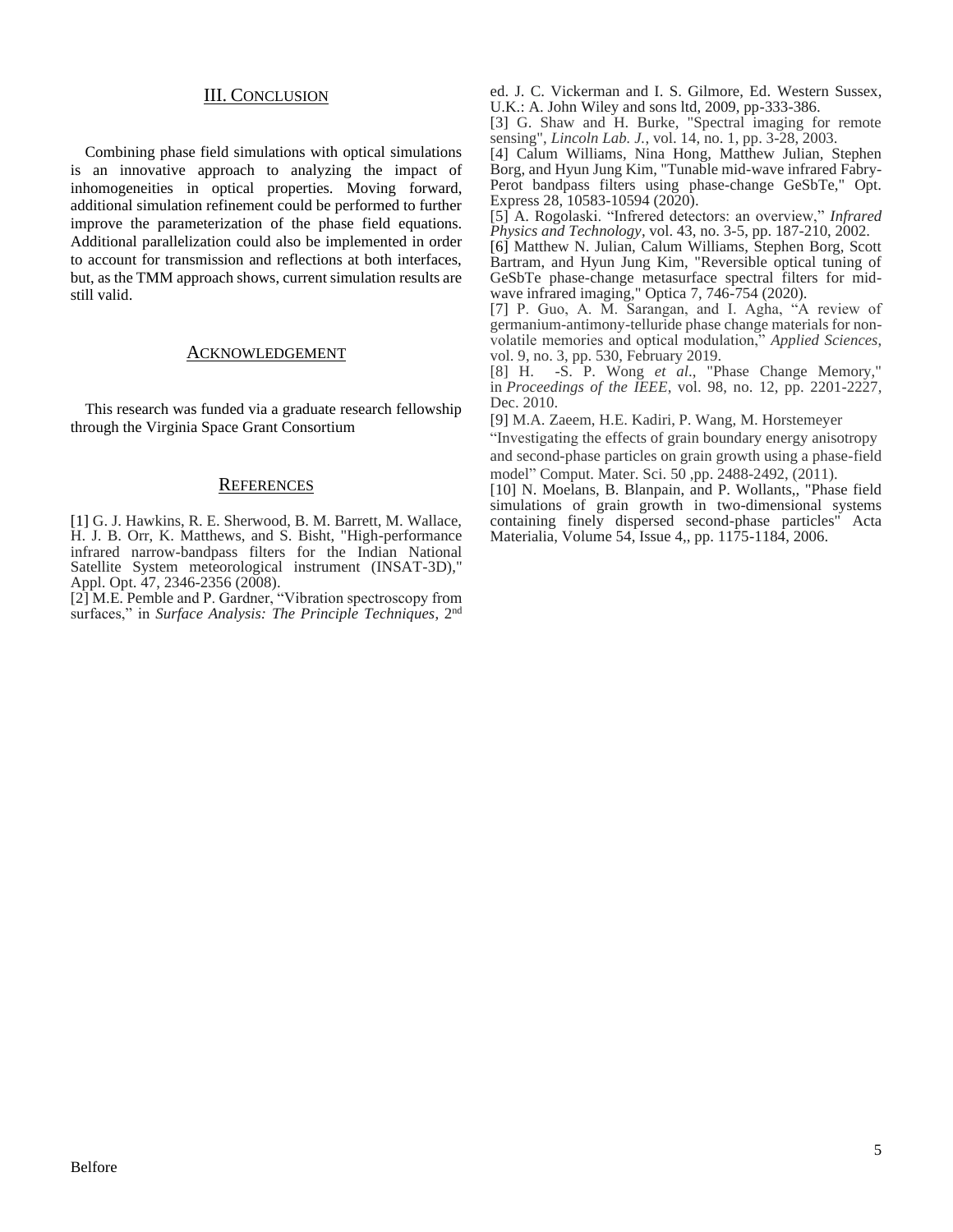## III. Conclusion

Combining phase field simulations with optical simulations is an innovative approach to analyzing the impact of inhomogeneities in optical properties. Moving forward, additional simulation refinement could be performed to further improve the parameterization of the phase field equations. Additional parallelization could also be implemented in order to account for transmission and reflections at both interfaces, but, as the TMM approach shows, current simulation results are still valid.

## Acknowledgement

This research was funded via a graduate research fellowship through the Virginia Space Grant Consortium

## References

[1] G. J. Hawkins, R. E. Sherwood, B. M. Barrett, M. Wallace, H. J. B. Orr, K. Matthews, and S. Bisht, "High-performance infrared narrow-bandpass filters for the Indian National Satellite System meteorological instrument (INSAT-3D)," Appl. Opt. 47, 2346-2356 (2008).

[2] M.E. Pemble and P. Gardner, "Vibration spectroscopy from surfaces," in *Surface Analysis: The Principle Techniques*, 2nd ed. J. C. Vickerman and I. S. Gilmore, Ed. Western Sussex, U.K.: A. John Wiley and sons ltd, 2009, pp-333-386.

[3] G. Shaw and H. Burke, "Spectral imaging for remote sensing", *Lincoln Lab. J.*, vol. 14, no. 1, pp. 3-28, 2003.

[4] Calum Williams, Nina Hong, Matthew Julian, Stephen Borg, and Hyun Jung Kim, "Tunable mid-wave infrared Fabry-Perot bandpass filters using phase-change GeSbTe," Opt. Express 28, 10583-10594 (2020).

[5] A. Rogolaski. "Infrered detectors: an overview," *Infrared Physics and Technology*, vol. 43, no. 3-5, pp. 187-210, 2002.

[6] Matthew N. Julian, Calum Williams, Stephen Borg, Scott Bartram, and Hyun Jung Kim, "Reversible optical tuning of GeSbTe phase-change metasurface spectral filters for mid-wave infrared imaging," Optica 7, 746-754 (2020).

[7] P. Guo, A. M. Sarangan, and I. Agha, "A review of germanium-antimony-telluride phase change materials for non-volatile memories and optical modulation," *Applied Sciences*, vol. 9, no. 3, pp. 530, February 2019.

[8] H. -S. P. Wong *et al*., "Phase Change Memory," in *Proceedings of the IEEE*, vol. 98, no. 12, pp. 2201-2227, Dec. 2010.

[9] M.A. Zaeem, H.E. Kadiri, P. Wang, M. Horstemeyer "Investigating the effects of grain boundary energy anisotropy and second-phase particles on grain growth using a phase-field model" Comput. Mater. Sci. 50 ,pp. 2488-2492, (2011).

[10] N. Moelans, B. Blanpain, and P. Wollants,, "Phase field simulations of grain growth in two-dimensional systems containing finely dispersed second-phase particles" Acta Materialia, Volume 54, Issue 4,, pp. 1175-1184, 2006.